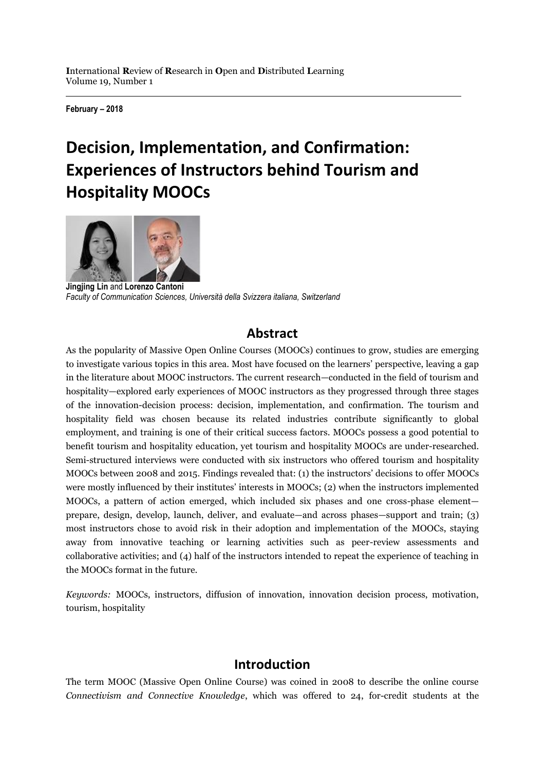**I**nternational **R**eview of **R**esearch in **O**pen and **D**istributed **L**earning
Volume 19, Number 1

**February – 2018**

# Decision, Implementation, and Confirmation: Experiences of Instructors behind Tourism and Hospitality MOOCs

**Jingjing Lin** and **Lorenzo Cantoni**
*Faculty of Communication Sciences, Università della Svizzera italiana, Switzerland*

## Abstract

As the popularity of Massive Open Online Courses (MOOCs) continues to grow, studies are emerging to investigate various topics in this area. Most have focused on the learners' perspective, leaving a gap in the literature about MOOC instructors. The current research—conducted in the field of tourism and hospitality—explored early experiences of MOOC instructors as they progressed through three stages of the innovation-decision process: decision, implementation, and confirmation. The tourism and hospitality field was chosen because its related industries contribute significantly to global employment, and training is one of their critical success factors. MOOCs possess a good potential to benefit tourism and hospitality education, yet tourism and hospitality MOOCs are under-researched. Semi-structured interviews were conducted with six instructors who offered tourism and hospitality MOOCs between 2008 and 2015. Findings revealed that: (1) the instructors' decisions to offer MOOCs were mostly influenced by their institutes' interests in MOOCs; (2) when the instructors implemented MOOCs, a pattern of action emerged, which included six phases and one cross-phase element—prepare, design, develop, launch, deliver, and evaluate—and across phases—support and train; (3) most instructors chose to avoid risk in their adoption and implementation of the MOOCs, staying away from innovative teaching or learning activities such as peer-review assessments and collaborative activities; and (4) half of the instructors intended to repeat the experience of teaching in the MOOCs format in the future.

*Keywords:* MOOCs, instructors, diffusion of innovation, innovation decision process, motivation, tourism, hospitality

## Introduction

The term MOOC (Massive Open Online Course) was coined in 2008 to describe the online course *Connectivism and Connective Knowledge*, which was offered to 24, for-credit students at the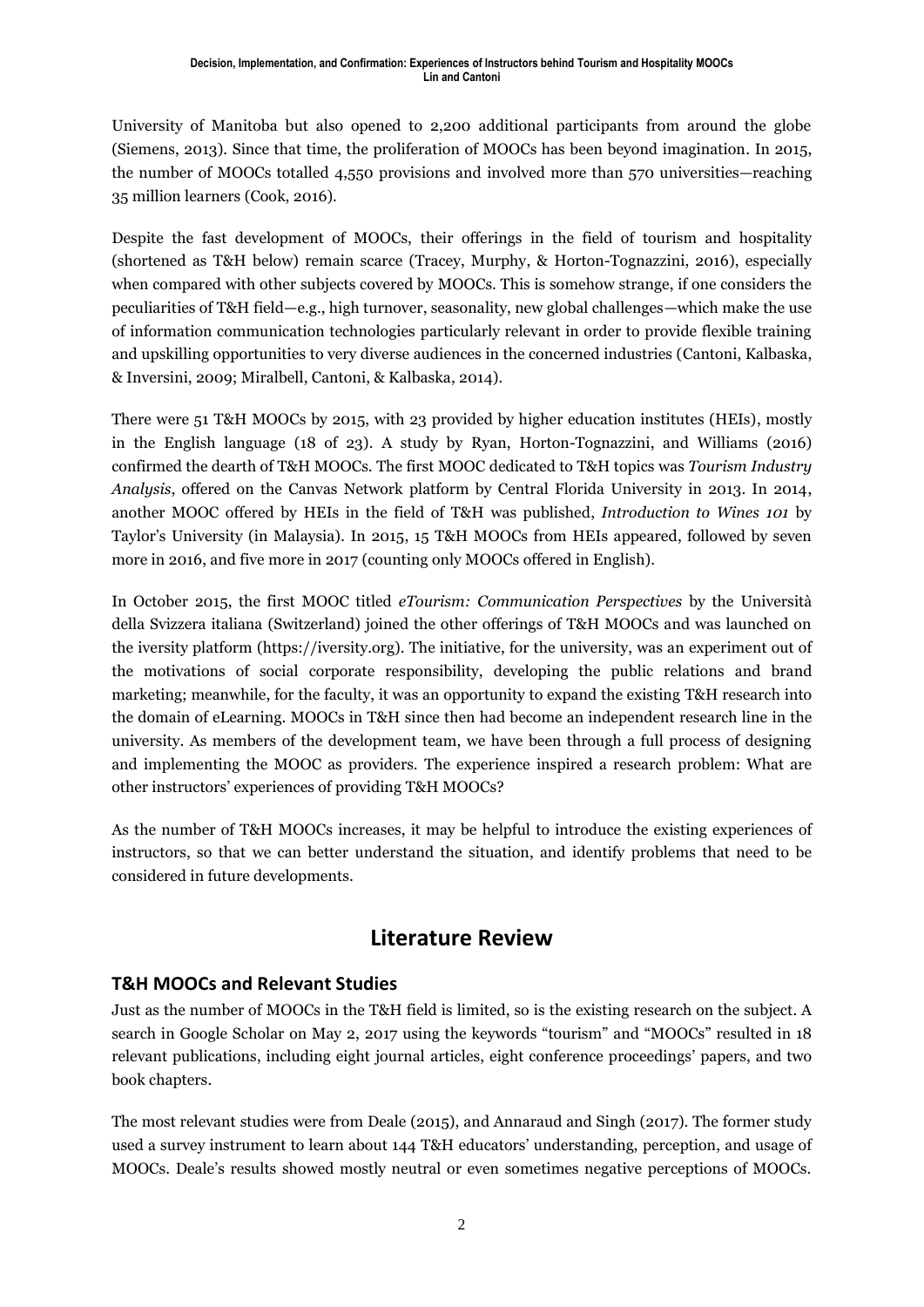University of Manitoba but also opened to 2,200 additional participants from around the globe (Siemens, 2013). Since that time, the proliferation of MOOCs has been beyond imagination. In 2015, the number of MOOCs totalled 4,550 provisions and involved more than 570 universities—reaching 35 million learners (Cook, 2016).

Despite the fast development of MOOCs, their offerings in the field of tourism and hospitality (shortened as T&H below) remain scarce (Tracey, Murphy, & Horton-Tognazzini, 2016), especially when compared with other subjects covered by MOOCs. This is somehow strange, if one considers the peculiarities of T&H field—e.g., high turnover, seasonality, new global challenges—which make the use of information communication technologies particularly relevant in order to provide flexible training and upskilling opportunities to very diverse audiences in the concerned industries (Cantoni, Kalbaska, & Inversini, 2009; Miralbell, Cantoni, & Kalbaska, 2014).

There were 51 T&H MOOCs by 2015, with 23 provided by higher education institutes (HEIs), mostly in the English language (18 of 23). A study by Ryan, Horton-Tognazzini, and Williams (2016) confirmed the dearth of T&H MOOCs. The first MOOC dedicated to T&H topics was *Tourism Industry Analysis*, offered on the Canvas Network platform by Central Florida University in 2013. In 2014, another MOOC offered by HEIs in the field of T&H was published, *Introduction to Wines 101* by Taylor's University (in Malaysia). In 2015, 15 T&H MOOCs from HEIs appeared, followed by seven more in 2016, and five more in 2017 (counting only MOOCs offered in English).

In October 2015, the first MOOC titled *eTourism: Communication Perspectives* by the Università della Svizzera italiana (Switzerland) joined the other offerings of T&H MOOCs and was launched on the iversity platform (https://iversity.org). The initiative, for the university, was an experiment out of the motivations of social corporate responsibility, developing the public relations and brand marketing; meanwhile, for the faculty, it was an opportunity to expand the existing T&H research into the domain of eLearning. MOOCs in T&H since then had become an independent research line in the university. As members of the development team, we have been through a full process of designing and implementing the MOOC as providers. The experience inspired a research problem: What are other instructors' experiences of providing T&H MOOCs?

As the number of T&H MOOCs increases, it may be helpful to introduce the existing experiences of instructors, so that we can better understand the situation, and identify problems that need to be considered in future developments.

## Literature Review

### T&H MOOCs and Relevant Studies

Just as the number of MOOCs in the T&H field is limited, so is the existing research on the subject. A search in Google Scholar on May 2, 2017 using the keywords "tourism" and "MOOCs" resulted in 18 relevant publications, including eight journal articles, eight conference proceedings' papers, and two book chapters.

The most relevant studies were from Deale (2015), and Annaraud and Singh (2017). The former study used a survey instrument to learn about 144 T&H educators' understanding, perception, and usage of MOOCs. Deale's results showed mostly neutral or even sometimes negative perceptions of MOOCs.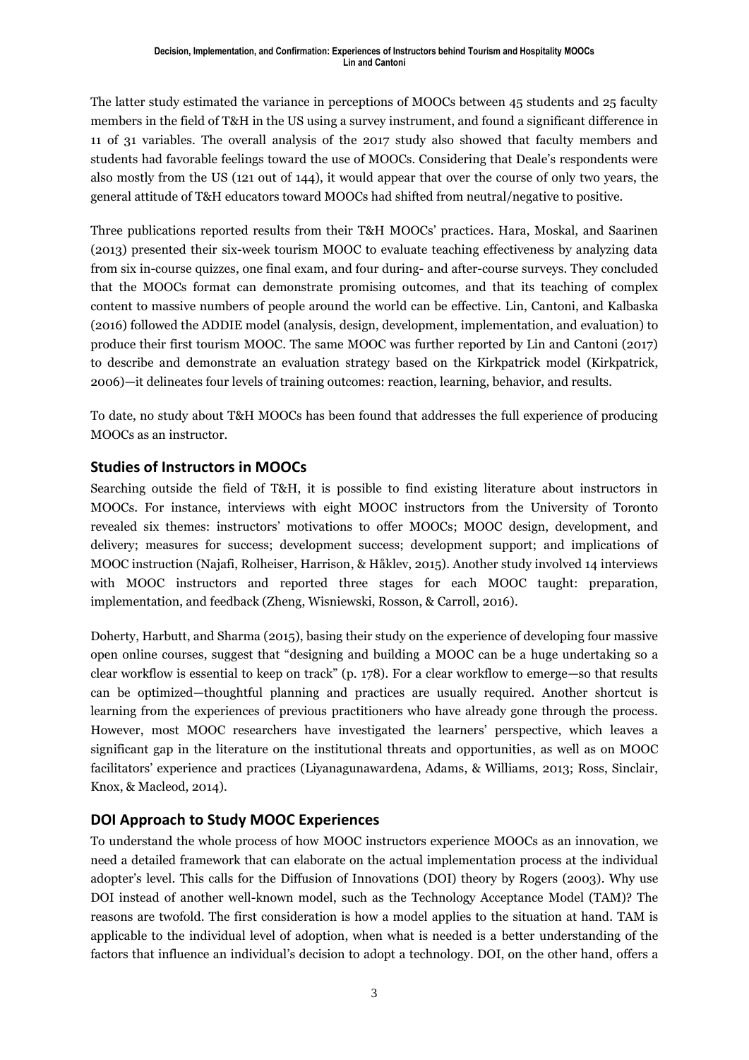The latter study estimated the variance in perceptions of MOOCs between 45 students and 25 faculty members in the field of T&H in the US using a survey instrument, and found a significant difference in 11 of 31 variables. The overall analysis of the 2017 study also showed that faculty members and students had favorable feelings toward the use of MOOCs. Considering that Deale's respondents were also mostly from the US (121 out of 144), it would appear that over the course of only two years, the general attitude of T&H educators toward MOOCs had shifted from neutral/negative to positive.

Three publications reported results from their T&H MOOCs' practices. Hara, Moskal, and Saarinen (2013) presented their six-week tourism MOOC to evaluate teaching effectiveness by analyzing data from six in-course quizzes, one final exam, and four during- and after-course surveys. They concluded that the MOOCs format can demonstrate promising outcomes, and that its teaching of complex content to massive numbers of people around the world can be effective. Lin, Cantoni, and Kalbaska (2016) followed the ADDIE model (analysis, design, development, implementation, and evaluation) to produce their first tourism MOOC. The same MOOC was further reported by Lin and Cantoni (2017) to describe and demonstrate an evaluation strategy based on the Kirkpatrick model (Kirkpatrick, 2006)—it delineates four levels of training outcomes: reaction, learning, behavior, and results.

To date, no study about T&H MOOCs has been found that addresses the full experience of producing MOOCs as an instructor.

## Studies of Instructors in MOOCs

Searching outside the field of T&H, it is possible to find existing literature about instructors in MOOCs. For instance, interviews with eight MOOC instructors from the University of Toronto revealed six themes: instructors' motivations to offer MOOCs; MOOC design, development, and delivery; measures for success; development success; development support; and implications of MOOC instruction (Najafi, Rolheiser, Harrison, & Håklev, 2015). Another study involved 14 interviews with MOOC instructors and reported three stages for each MOOC taught: preparation, implementation, and feedback (Zheng, Wisniewski, Rosson, & Carroll, 2016).

Doherty, Harbutt, and Sharma (2015), basing their study on the experience of developing four massive open online courses, suggest that "designing and building a MOOC can be a huge undertaking so a clear workflow is essential to keep on track" (p. 178). For a clear workflow to emerge—so that results can be optimized—thoughtful planning and practices are usually required. Another shortcut is learning from the experiences of previous practitioners who have already gone through the process. However, most MOOC researchers have investigated the learners' perspective, which leaves a significant gap in the literature on the institutional threats and opportunities, as well as on MOOC facilitators' experience and practices (Liyanagunawardena, Adams, & Williams, 2013; Ross, Sinclair, Knox, & Macleod, 2014).

## DOI Approach to Study MOOC Experiences

To understand the whole process of how MOOC instructors experience MOOCs as an innovation, we need a detailed framework that can elaborate on the actual implementation process at the individual adopter's level. This calls for the Diffusion of Innovations (DOI) theory by Rogers (2003). Why use DOI instead of another well-known model, such as the Technology Acceptance Model (TAM)? The reasons are twofold. The first consideration is how a model applies to the situation at hand. TAM is applicable to the individual level of adoption, when what is needed is a better understanding of the factors that influence an individual's decision to adopt a technology. DOI, on the other hand, offers a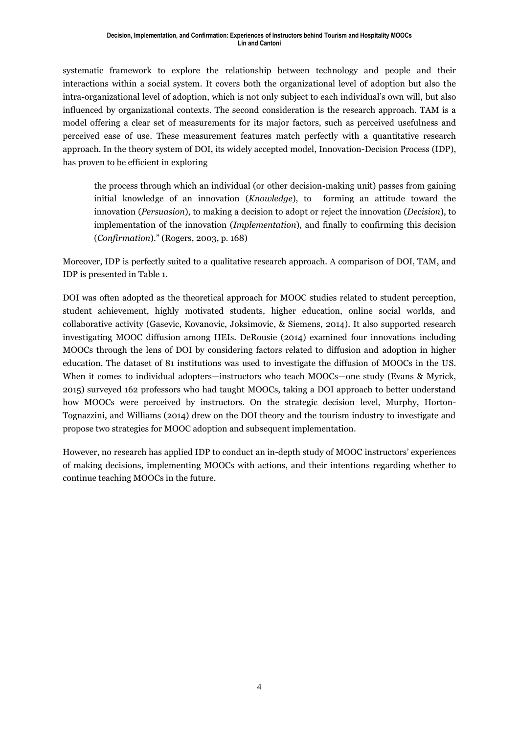systematic framework to explore the relationship between technology and people and their interactions within a social system. It covers both the organizational level of adoption but also the intra-organizational level of adoption, which is not only subject to each individual's own will, but also influenced by organizational contexts. The second consideration is the research approach. TAM is a model offering a clear set of measurements for its major factors, such as perceived usefulness and perceived ease of use. These measurement features match perfectly with a quantitative research approach. In the theory system of DOI, its widely accepted model, Innovation-Decision Process (IDP), has proven to be efficient in exploring

> the process through which an individual (or other decision-making unit) passes from gaining initial knowledge of an innovation (*Knowledge*), to forming an attitude toward the innovation (*Persuasion*), to making a decision to adopt or reject the innovation (*Decision*), to implementation of the innovation (*Implementation*), and finally to confirming this decision (*Confirmation*)." (Rogers, 2003, p. 168)

Moreover, IDP is perfectly suited to a qualitative research approach. A comparison of DOI, TAM, and IDP is presented in Table 1.

DOI was often adopted as the theoretical approach for MOOC studies related to student perception, student achievement, highly motivated students, higher education, online social worlds, and collaborative activity (Gasevic, Kovanovic, Joksimovic, & Siemens, 2014). It also supported research investigating MOOC diffusion among HEIs. DeRousie (2014) examined four innovations including MOOCs through the lens of DOI by considering factors related to diffusion and adoption in higher education. The dataset of 81 institutions was used to investigate the diffusion of MOOCs in the US. When it comes to individual adopters—instructors who teach MOOCs—one study (Evans & Myrick, 2015) surveyed 162 professors who had taught MOOCs, taking a DOI approach to better understand how MOOCs were perceived by instructors. On the strategic decision level, Murphy, Horton-Tognazzini, and Williams (2014) drew on the DOI theory and the tourism industry to investigate and propose two strategies for MOOC adoption and subsequent implementation.

However, no research has applied IDP to conduct an in-depth study of MOOC instructors' experiences of making decisions, implementing MOOCs with actions, and their intentions regarding whether to continue teaching MOOCs in the future.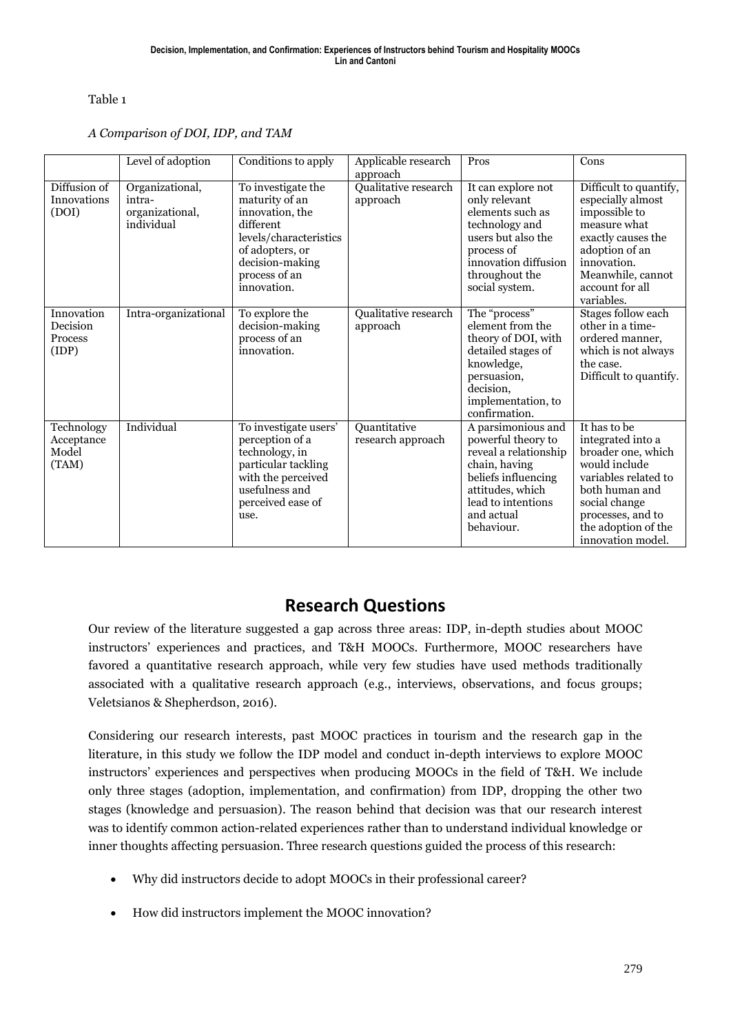Table 1

*A Comparison of DOI, IDP, and TAM*

| | Level of adoption | Conditions to apply | Applicable research approach | Pros | Cons |
|---|---|---|---|---|---|
| Diffusion of Innovations (DOI) | Organizational, intra-organizational, individual | To investigate the maturity of an innovation, the different levels/characteristics of adopters, or decision-making process of an innovation. | Qualitative research approach | It can explore not only relevant elements such as technology and users but also the process of innovation diffusion throughout the social system. | Difficult to quantify, especially almost impossible to measure what exactly causes the adoption of an innovation. Meanwhile, cannot account for all variables. |
| Innovation Decision Process (IDP) | Intra-organizational | To explore the decision-making process of an innovation. | Qualitative research approach | The "process" element from the theory of DOI, with detailed stages of knowledge, persuasion, decision, implementation, to confirmation. | Stages follow each other in a time-ordered manner, which is not always the case. Difficult to quantify. |
| Technology Acceptance Model (TAM) | Individual | To investigate users' perception of a technology, in particular tackling with the perceived usefulness and perceived ease of use. | Quantitative research approach | A parsimonious and powerful theory to reveal a relationship chain, having beliefs influencing attitudes, which lead to intentions and actual behaviour. | It has to be integrated into a broader one, which would include variables related to both human and social change processes, and to the adoption of the innovation model. |

## Research Questions

Our review of the literature suggested a gap across three areas: IDP, in-depth studies about MOOC instructors' experiences and practices, and T&H MOOCs. Furthermore, MOOC researchers have favored a quantitative research approach, while very few studies have used methods traditionally associated with a qualitative research approach (e.g., interviews, observations, and focus groups; Veletsianos & Shepherdson, 2016).

Considering our research interests, past MOOC practices in tourism and the research gap in the literature, in this study we follow the IDP model and conduct in-depth interviews to explore MOOC instructors' experiences and perspectives when producing MOOCs in the field of T&H. We include only three stages (adoption, implementation, and confirmation) from IDP, dropping the other two stages (knowledge and persuasion). The reason behind that decision was that our research interest was to identify common action-related experiences rather than to understand individual knowledge or inner thoughts affecting persuasion. Three research questions guided the process of this research:

- Why did instructors decide to adopt MOOCs in their professional career?
- How did instructors implement the MOOC innovation?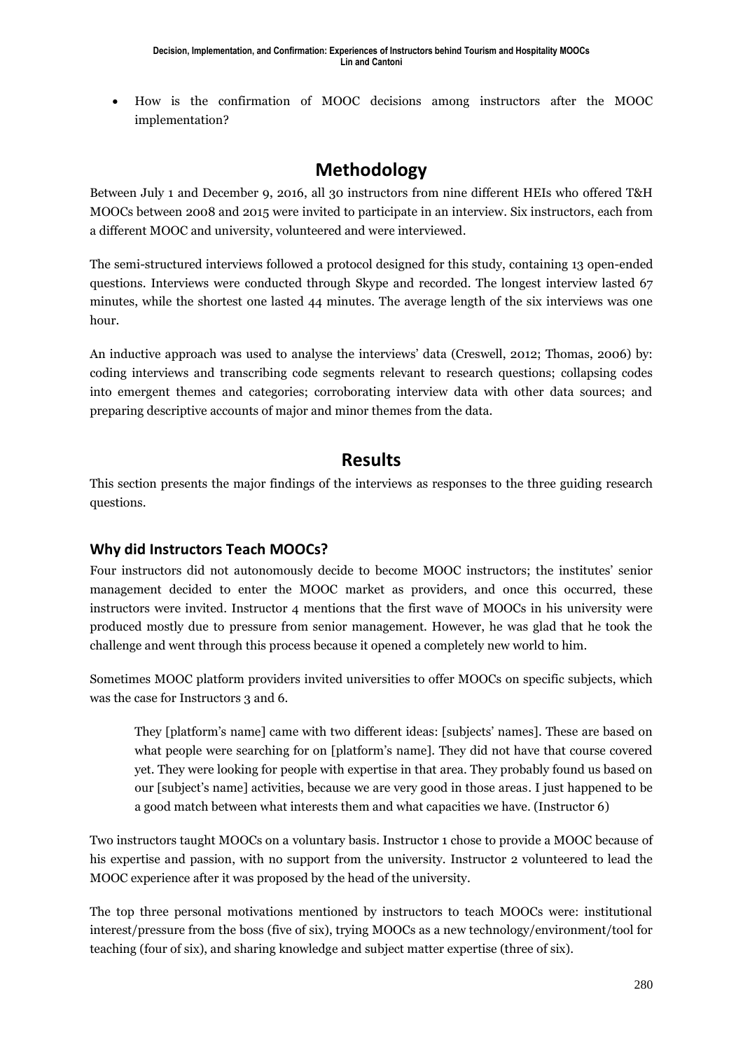- How is the confirmation of MOOC decisions among instructors after the MOOC implementation?

## Methodology

Between July 1 and December 9, 2016, all 30 instructors from nine different HEIs who offered T&H MOOCs between 2008 and 2015 were invited to participate in an interview. Six instructors, each from a different MOOC and university, volunteered and were interviewed.

The semi-structured interviews followed a protocol designed for this study, containing 13 open-ended questions. Interviews were conducted through Skype and recorded. The longest interview lasted 67 minutes, while the shortest one lasted 44 minutes. The average length of the six interviews was one hour.

An inductive approach was used to analyse the interviews' data (Creswell, 2012; Thomas, 2006) by: coding interviews and transcribing code segments relevant to research questions; collapsing codes into emergent themes and categories; corroborating interview data with other data sources; and preparing descriptive accounts of major and minor themes from the data.

## Results

This section presents the major findings of the interviews as responses to the three guiding research questions.

### Why did Instructors Teach MOOCs?

Four instructors did not autonomously decide to become MOOC instructors; the institutes' senior management decided to enter the MOOC market as providers, and once this occurred, these instructors were invited. Instructor 4 mentions that the first wave of MOOCs in his university were produced mostly due to pressure from senior management. However, he was glad that he took the challenge and went through this process because it opened a completely new world to him.

Sometimes MOOC platform providers invited universities to offer MOOCs on specific subjects, which was the case for Instructors 3 and 6.

> They [platform's name] came with two different ideas: [subjects' names]. These are based on what people were searching for on [platform's name]. They did not have that course covered yet. They were looking for people with expertise in that area. They probably found us based on our [subject's name] activities, because we are very good in those areas. I just happened to be a good match between what interests them and what capacities we have. (Instructor 6)

Two instructors taught MOOCs on a voluntary basis. Instructor 1 chose to provide a MOOC because of his expertise and passion, with no support from the university. Instructor 2 volunteered to lead the MOOC experience after it was proposed by the head of the university.

The top three personal motivations mentioned by instructors to teach MOOCs were: institutional interest/pressure from the boss (five of six), trying MOOCs as a new technology/environment/tool for teaching (four of six), and sharing knowledge and subject matter expertise (three of six).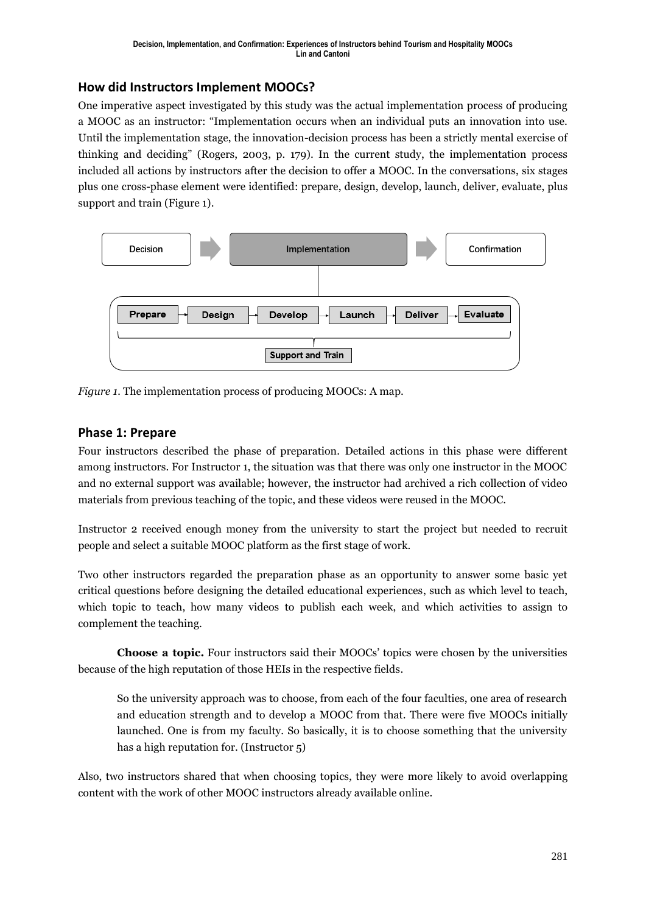## How did Instructors Implement MOOCs?

One imperative aspect investigated by this study was the actual implementation process of producing a MOOC as an instructor: "Implementation occurs when an individual puts an innovation into use. Until the implementation stage, the innovation-decision process has been a strictly mental exercise of thinking and deciding" (Rogers, 2003, p. 179). In the current study, the implementation process included all actions by instructors after the decision to offer a MOOC. In the conversations, six stages plus one cross-phase element were identified: prepare, design, develop, launch, deliver, evaluate, plus support and train (Figure 1).

*Figure 1*. The implementation process of producing MOOCs: A map.

## Phase 1: Prepare

Four instructors described the phase of preparation. Detailed actions in this phase were different among instructors. For Instructor 1, the situation was that there was only one instructor in the MOOC and no external support was available; however, the instructor had archived a rich collection of video materials from previous teaching of the topic, and these videos were reused in the MOOC.

Instructor 2 received enough money from the university to start the project but needed to recruit people and select a suitable MOOC platform as the first stage of work.

Two other instructors regarded the preparation phase as an opportunity to answer some basic yet critical questions before designing the detailed educational experiences, such as which level to teach, which topic to teach, how many videos to publish each week, and which activities to assign to complement the teaching.

**Choose a topic.** Four instructors said their MOOCs' topics were chosen by the universities because of the high reputation of those HEIs in the respective fields.

> So the university approach was to choose, from each of the four faculties, one area of research and education strength and to develop a MOOC from that. There were five MOOCs initially launched. One is from my faculty. So basically, it is to choose something that the university has a high reputation for. (Instructor 5)

Also, two instructors shared that when choosing topics, they were more likely to avoid overlapping content with the work of other MOOC instructors already available online.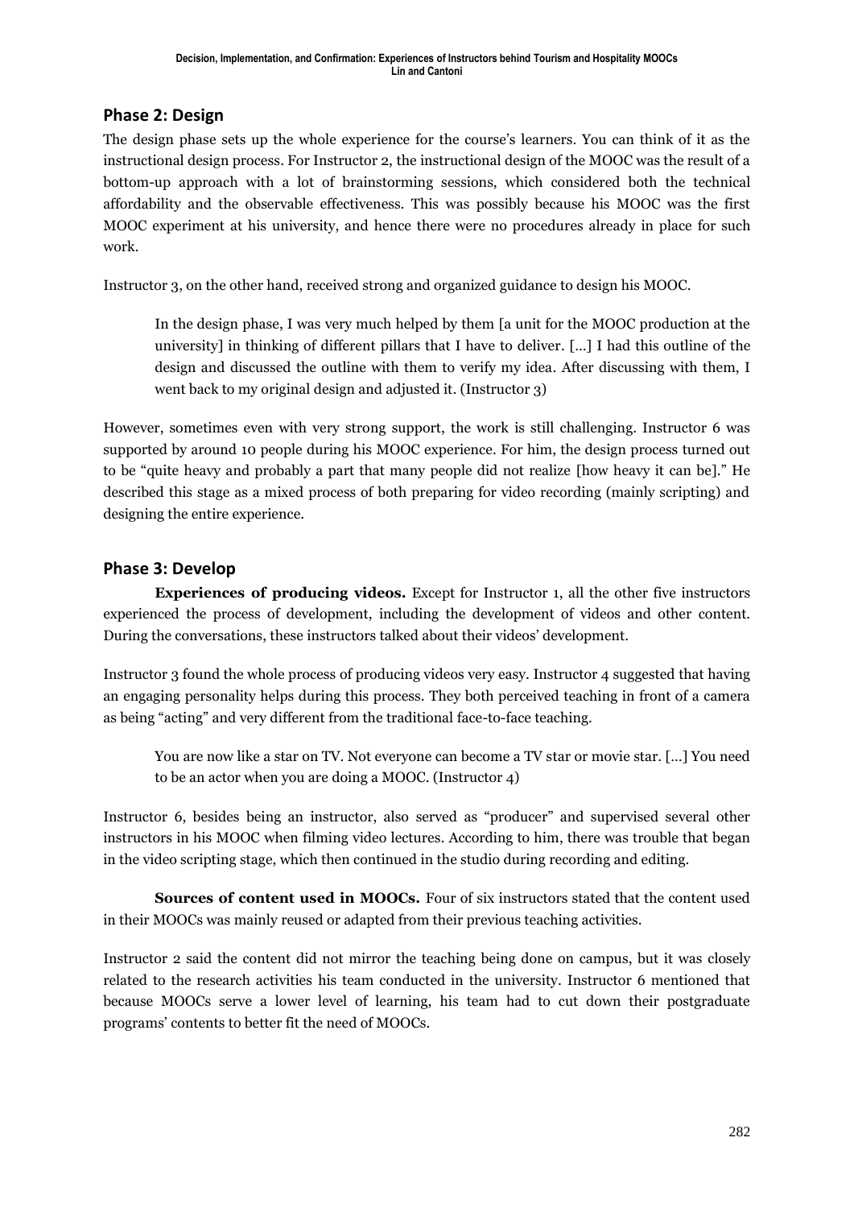## Phase 2: Design

The design phase sets up the whole experience for the course's learners. You can think of it as the instructional design process. For Instructor 2, the instructional design of the MOOC was the result of a bottom-up approach with a lot of brainstorming sessions, which considered both the technical affordability and the observable effectiveness. This was possibly because his MOOC was the first MOOC experiment at his university, and hence there were no procedures already in place for such work.

Instructor 3, on the other hand, received strong and organized guidance to design his MOOC.

> In the design phase, I was very much helped by them [a unit for the MOOC production at the university] in thinking of different pillars that I have to deliver. [...] I had this outline of the design and discussed the outline with them to verify my idea. After discussing with them, I went back to my original design and adjusted it. (Instructor 3)

However, sometimes even with very strong support, the work is still challenging. Instructor 6 was supported by around 10 people during his MOOC experience. For him, the design process turned out to be "quite heavy and probably a part that many people did not realize [how heavy it can be]." He described this stage as a mixed process of both preparing for video recording (mainly scripting) and designing the entire experience.

## Phase 3: Develop

**Experiences of producing videos.** Except for Instructor 1, all the other five instructors experienced the process of development, including the development of videos and other content. During the conversations, these instructors talked about their videos' development.

Instructor 3 found the whole process of producing videos very easy. Instructor 4 suggested that having an engaging personality helps during this process. They both perceived teaching in front of a camera as being "acting" and very different from the traditional face-to-face teaching.

> You are now like a star on TV. Not everyone can become a TV star or movie star. [...] You need to be an actor when you are doing a MOOC. (Instructor 4)

Instructor 6, besides being an instructor, also served as "producer" and supervised several other instructors in his MOOC when filming video lectures. According to him, there was trouble that began in the video scripting stage, which then continued in the studio during recording and editing.

**Sources of content used in MOOCs.** Four of six instructors stated that the content used in their MOOCs was mainly reused or adapted from their previous teaching activities.

Instructor 2 said the content did not mirror the teaching being done on campus, but it was closely related to the research activities his team conducted in the university. Instructor 6 mentioned that because MOOCs serve a lower level of learning, his team had to cut down their postgraduate programs' contents to better fit the need of MOOCs.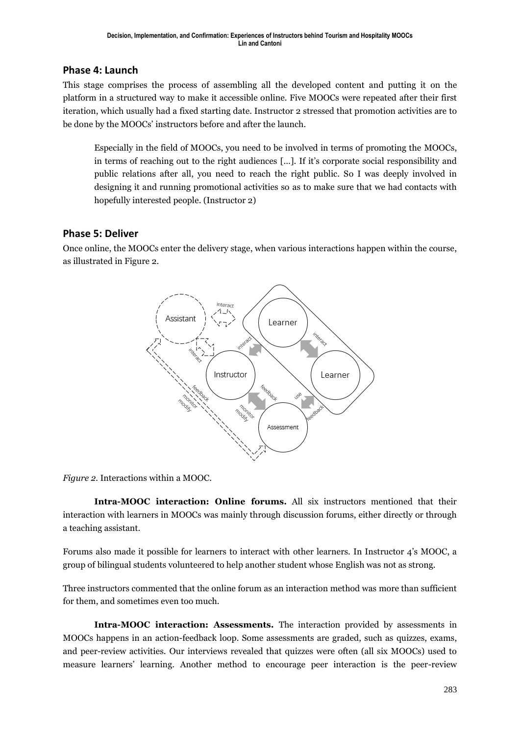## Phase 4: Launch

This stage comprises the process of assembling all the developed content and putting it on the platform in a structured way to make it accessible online. Five MOOCs were repeated after their first iteration, which usually had a fixed starting date. Instructor 2 stressed that promotion activities are to be done by the MOOCs' instructors before and after the launch.

> Especially in the field of MOOCs, you need to be involved in terms of promoting the MOOCs, in terms of reaching out to the right audiences [...]. If it's corporate social responsibility and public relations after all, you need to reach the right public. So I was deeply involved in designing it and running promotional activities so as to make sure that we had contacts with hopefully interested people. (Instructor 2)

## Phase 5: Deliver

Once online, the MOOCs enter the delivery stage, when various interactions happen within the course, as illustrated in Figure 2.

*Figure 2.* Interactions within a MOOC.

**Intra-MOOC interaction: Online forums.** All six instructors mentioned that their interaction with learners in MOOCs was mainly through discussion forums, either directly or through a teaching assistant.

Forums also made it possible for learners to interact with other learners. In Instructor 4's MOOC, a group of bilingual students volunteered to help another student whose English was not as strong.

Three instructors commented that the online forum as an interaction method was more than sufficient for them, and sometimes even too much.

**Intra-MOOC interaction: Assessments.** The interaction provided by assessments in MOOCs happens in an action-feedback loop. Some assessments are graded, such as quizzes, exams, and peer-review activities. Our interviews revealed that quizzes were often (all six MOOCs) used to measure learners' learning. Another method to encourage peer interaction is the peer-review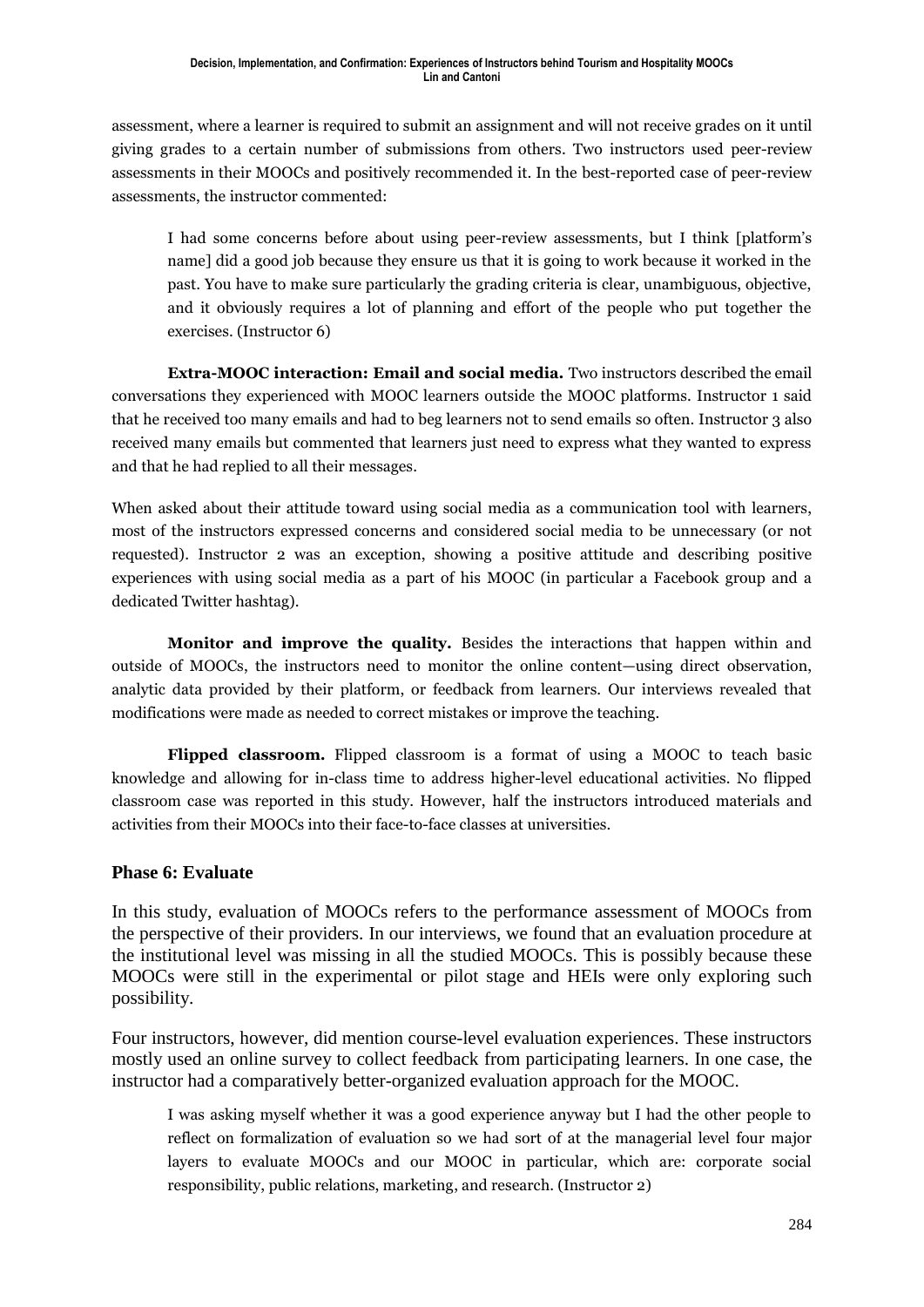assessment, where a learner is required to submit an assignment and will not receive grades on it until giving grades to a certain number of submissions from others. Two instructors used peer-review assessments in their MOOCs and positively recommended it. In the best-reported case of peer-review assessments, the instructor commented:

> I had some concerns before about using peer-review assessments, but I think [platform's name] did a good job because they ensure us that it is going to work because it worked in the past. You have to make sure particularly the grading criteria is clear, unambiguous, objective, and it obviously requires a lot of planning and effort of the people who put together the exercises. (Instructor 6)

**Extra-MOOC interaction: Email and social media.** Two instructors described the email conversations they experienced with MOOC learners outside the MOOC platforms. Instructor 1 said that he received too many emails and had to beg learners not to send emails so often. Instructor 3 also received many emails but commented that learners just need to express what they wanted to express and that he had replied to all their messages.

When asked about their attitude toward using social media as a communication tool with learners, most of the instructors expressed concerns and considered social media to be unnecessary (or not requested). Instructor 2 was an exception, showing a positive attitude and describing positive experiences with using social media as a part of his MOOC (in particular a Facebook group and a dedicated Twitter hashtag).

**Monitor and improve the quality.** Besides the interactions that happen within and outside of MOOCs, the instructors need to monitor the online content—using direct observation, analytic data provided by their platform, or feedback from learners. Our interviews revealed that modifications were made as needed to correct mistakes or improve the teaching.

**Flipped classroom.** Flipped classroom is a format of using a MOOC to teach basic knowledge and allowing for in-class time to address higher-level educational activities. No flipped classroom case was reported in this study. However, half the instructors introduced materials and activities from their MOOCs into their face-to-face classes at universities.

### Phase 6: Evaluate

In this study, evaluation of MOOCs refers to the performance assessment of MOOCs from the perspective of their providers. In our interviews, we found that an evaluation procedure at the institutional level was missing in all the studied MOOCs. This is possibly because these MOOCs were still in the experimental or pilot stage and HEIs were only exploring such possibility.

Four instructors, however, did mention course-level evaluation experiences. These instructors mostly used an online survey to collect feedback from participating learners. In one case, the instructor had a comparatively better-organized evaluation approach for the MOOC.

> I was asking myself whether it was a good experience anyway but I had the other people to reflect on formalization of evaluation so we had sort of at the managerial level four major layers to evaluate MOOCs and our MOOC in particular, which are: corporate social responsibility, public relations, marketing, and research. (Instructor 2)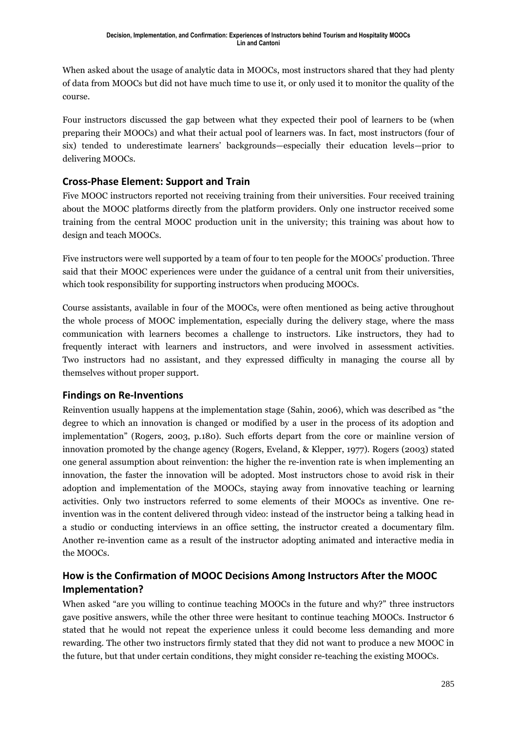When asked about the usage of analytic data in MOOCs, most instructors shared that they had plenty of data from MOOCs but did not have much time to use it, or only used it to monitor the quality of the course.

Four instructors discussed the gap between what they expected their pool of learners to be (when preparing their MOOCs) and what their actual pool of learners was. In fact, most instructors (four of six) tended to underestimate learners' backgrounds—especially their education levels—prior to delivering MOOCs.

### Cross-Phase Element: Support and Train

Five MOOC instructors reported not receiving training from their universities. Four received training about the MOOC platforms directly from the platform providers. Only one instructor received some training from the central MOOC production unit in the university; this training was about how to design and teach MOOCs.

Five instructors were well supported by a team of four to ten people for the MOOCs' production. Three said that their MOOC experiences were under the guidance of a central unit from their universities, which took responsibility for supporting instructors when producing MOOCs.

Course assistants, available in four of the MOOCs, were often mentioned as being active throughout the whole process of MOOC implementation, especially during the delivery stage, where the mass communication with learners becomes a challenge to instructors. Like instructors, they had to frequently interact with learners and instructors, and were involved in assessment activities. Two instructors had no assistant, and they expressed difficulty in managing the course all by themselves without proper support.

### Findings on Re-Inventions

Reinvention usually happens at the implementation stage (Sahin, 2006), which was described as "the degree to which an innovation is changed or modified by a user in the process of its adoption and implementation" (Rogers, 2003, p.180). Such efforts depart from the core or mainline version of innovation promoted by the change agency (Rogers, Eveland, & Klepper, 1977). Rogers (2003) stated one general assumption about reinvention: the higher the re-invention rate is when implementing an innovation, the faster the innovation will be adopted. Most instructors chose to avoid risk in their adoption and implementation of the MOOCs, staying away from innovative teaching or learning activities. Only two instructors referred to some elements of their MOOCs as inventive. One re-invention was in the content delivered through video: instead of the instructor being a talking head in a studio or conducting interviews in an office setting, the instructor created a documentary film. Another re-invention came as a result of the instructor adopting animated and interactive media in the MOOCs.

### How is the Confirmation of MOOC Decisions Among Instructors After the MOOC Implementation?

When asked "are you willing to continue teaching MOOCs in the future and why?" three instructors gave positive answers, while the other three were hesitant to continue teaching MOOCs. Instructor 6 stated that he would not repeat the experience unless it could become less demanding and more rewarding. The other two instructors firmly stated that they did not want to produce a new MOOC in the future, but that under certain conditions, they might consider re-teaching the existing MOOCs.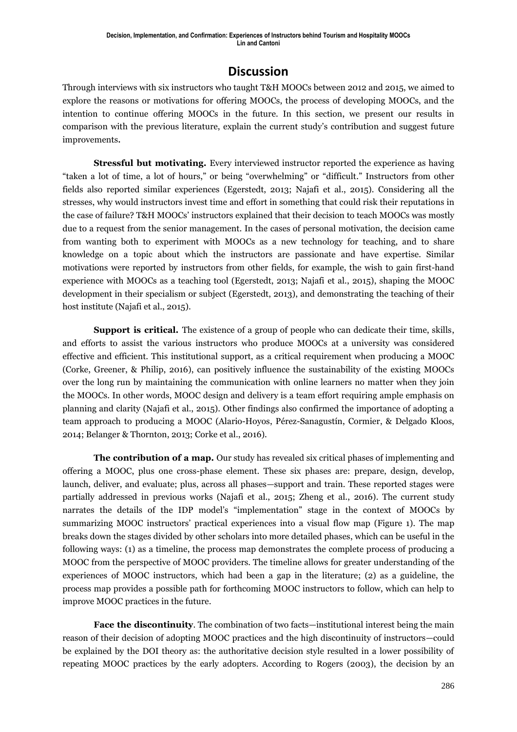## Discussion

Through interviews with six instructors who taught T&H MOOCs between 2012 and 2015, we aimed to explore the reasons or motivations for offering MOOCs, the process of developing MOOCs, and the intention to continue offering MOOCs in the future. In this section, we present our results in comparison with the previous literature, explain the current study's contribution and suggest future improvements.

**Stressful but motivating.** Every interviewed instructor reported the experience as having "taken a lot of time, a lot of hours," or being "overwhelming" or "difficult." Instructors from other fields also reported similar experiences (Egerstedt, 2013; Najafi et al., 2015). Considering all the stresses, why would instructors invest time and effort in something that could risk their reputations in the case of failure? T&H MOOCs' instructors explained that their decision to teach MOOCs was mostly due to a request from the senior management. In the cases of personal motivation, the decision came from wanting both to experiment with MOOCs as a new technology for teaching, and to share knowledge on a topic about which the instructors are passionate and have expertise. Similar motivations were reported by instructors from other fields, for example, the wish to gain first-hand experience with MOOCs as a teaching tool (Egerstedt, 2013; Najafi et al., 2015), shaping the MOOC development in their specialism or subject (Egerstedt, 2013), and demonstrating the teaching of their host institute (Najafi et al., 2015).

**Support is critical.** The existence of a group of people who can dedicate their time, skills, and efforts to assist the various instructors who produce MOOCs at a university was considered effective and efficient. This institutional support, as a critical requirement when producing a MOOC (Corke, Greener, & Philip, 2016), can positively influence the sustainability of the existing MOOCs over the long run by maintaining the communication with online learners no matter when they join the MOOCs. In other words, MOOC design and delivery is a team effort requiring ample emphasis on planning and clarity (Najafi et al., 2015). Other findings also confirmed the importance of adopting a team approach to producing a MOOC (Alario-Hoyos, Pérez-Sanagustín, Cormier, & Delgado Kloos, 2014; Belanger & Thornton, 2013; Corke et al., 2016).

**The contribution of a map.** Our study has revealed six critical phases of implementing and offering a MOOC, plus one cross-phase element. These six phases are: prepare, design, develop, launch, deliver, and evaluate; plus, across all phases—support and train. These reported stages were partially addressed in previous works (Najafi et al., 2015; Zheng et al., 2016). The current study narrates the details of the IDP model's "implementation" stage in the context of MOOCs by summarizing MOOC instructors' practical experiences into a visual flow map (Figure 1). The map breaks down the stages divided by other scholars into more detailed phases, which can be useful in the following ways: (1) as a timeline, the process map demonstrates the complete process of producing a MOOC from the perspective of MOOC providers. The timeline allows for greater understanding of the experiences of MOOC instructors, which had been a gap in the literature; (2) as a guideline, the process map provides a possible path for forthcoming MOOC instructors to follow, which can help to improve MOOC practices in the future.

**Face the discontinuity**. The combination of two facts—institutional interest being the main reason of their decision of adopting MOOC practices and the high discontinuity of instructors—could be explained by the DOI theory as: the authoritative decision style resulted in a lower possibility of repeating MOOC practices by the early adopters. According to Rogers (2003), the decision by an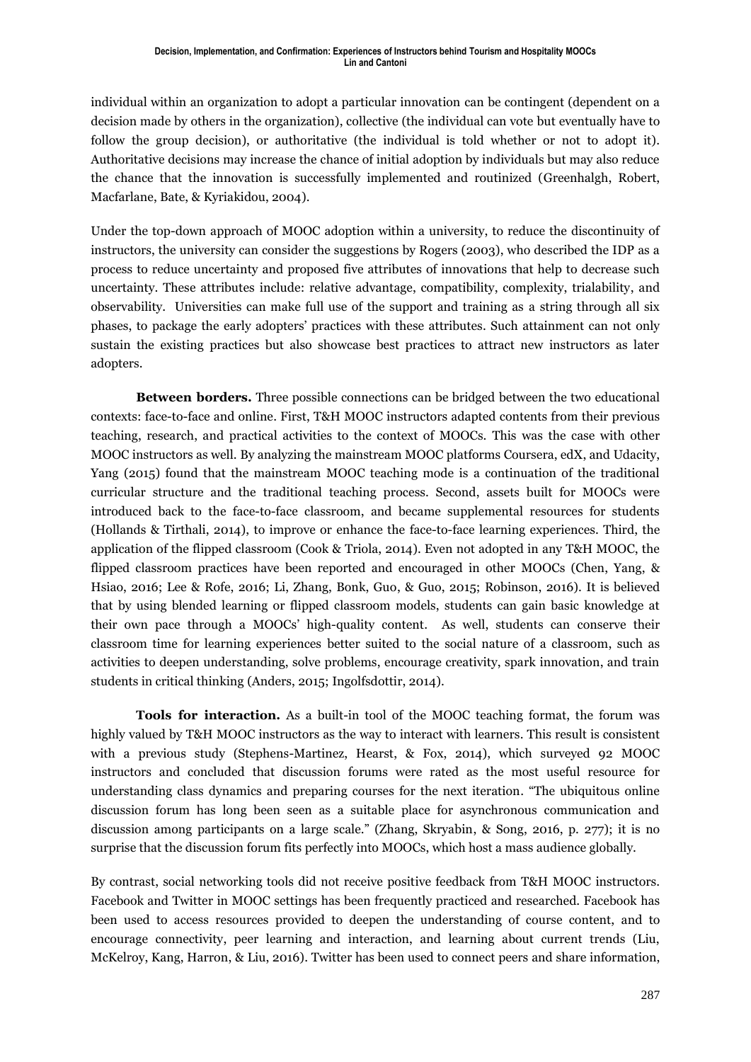individual within an organization to adopt a particular innovation can be contingent (dependent on a decision made by others in the organization), collective (the individual can vote but eventually have to follow the group decision), or authoritative (the individual is told whether or not to adopt it). Authoritative decisions may increase the chance of initial adoption by individuals but may also reduce the chance that the innovation is successfully implemented and routinized (Greenhalgh, Robert, Macfarlane, Bate, & Kyriakidou, 2004).

Under the top-down approach of MOOC adoption within a university, to reduce the discontinuity of instructors, the university can consider the suggestions by Rogers (2003), who described the IDP as a process to reduce uncertainty and proposed five attributes of innovations that help to decrease such uncertainty. These attributes include: relative advantage, compatibility, complexity, trialability, and observability. Universities can make full use of the support and training as a string through all six phases, to package the early adopters' practices with these attributes. Such attainment can not only sustain the existing practices but also showcase best practices to attract new instructors as later adopters.

**Between borders.** Three possible connections can be bridged between the two educational contexts: face-to-face and online. First, T&H MOOC instructors adapted contents from their previous teaching, research, and practical activities to the context of MOOCs. This was the case with other MOOC instructors as well. By analyzing the mainstream MOOC platforms Coursera, edX, and Udacity, Yang (2015) found that the mainstream MOOC teaching mode is a continuation of the traditional curricular structure and the traditional teaching process. Second, assets built for MOOCs were introduced back to the face-to-face classroom, and became supplemental resources for students (Hollands & Tirthali, 2014), to improve or enhance the face-to-face learning experiences. Third, the application of the flipped classroom (Cook & Triola, 2014). Even not adopted in any T&H MOOC, the flipped classroom practices have been reported and encouraged in other MOOCs (Chen, Yang, & Hsiao, 2016; Lee & Rofe, 2016; Li, Zhang, Bonk, Guo, & Guo, 2015; Robinson, 2016). It is believed that by using blended learning or flipped classroom models, students can gain basic knowledge at their own pace through a MOOCs' high-quality content. As well, students can conserve their classroom time for learning experiences better suited to the social nature of a classroom, such as activities to deepen understanding, solve problems, encourage creativity, spark innovation, and train students in critical thinking (Anders, 2015; Ingolfsdottir, 2014).

**Tools for interaction.** As a built-in tool of the MOOC teaching format, the forum was highly valued by T&H MOOC instructors as the way to interact with learners. This result is consistent with a previous study (Stephens-Martinez, Hearst, & Fox, 2014), which surveyed 92 MOOC instructors and concluded that discussion forums were rated as the most useful resource for understanding class dynamics and preparing courses for the next iteration. "The ubiquitous online discussion forum has long been seen as a suitable place for asynchronous communication and discussion among participants on a large scale." (Zhang, Skryabin, & Song, 2016, p. 277); it is no surprise that the discussion forum fits perfectly into MOOCs, which host a mass audience globally.

By contrast, social networking tools did not receive positive feedback from T&H MOOC instructors. Facebook and Twitter in MOOC settings has been frequently practiced and researched. Facebook has been used to access resources provided to deepen the understanding of course content, and to encourage connectivity, peer learning and interaction, and learning about current trends (Liu, McKelroy, Kang, Harron, & Liu, 2016). Twitter has been used to connect peers and share information,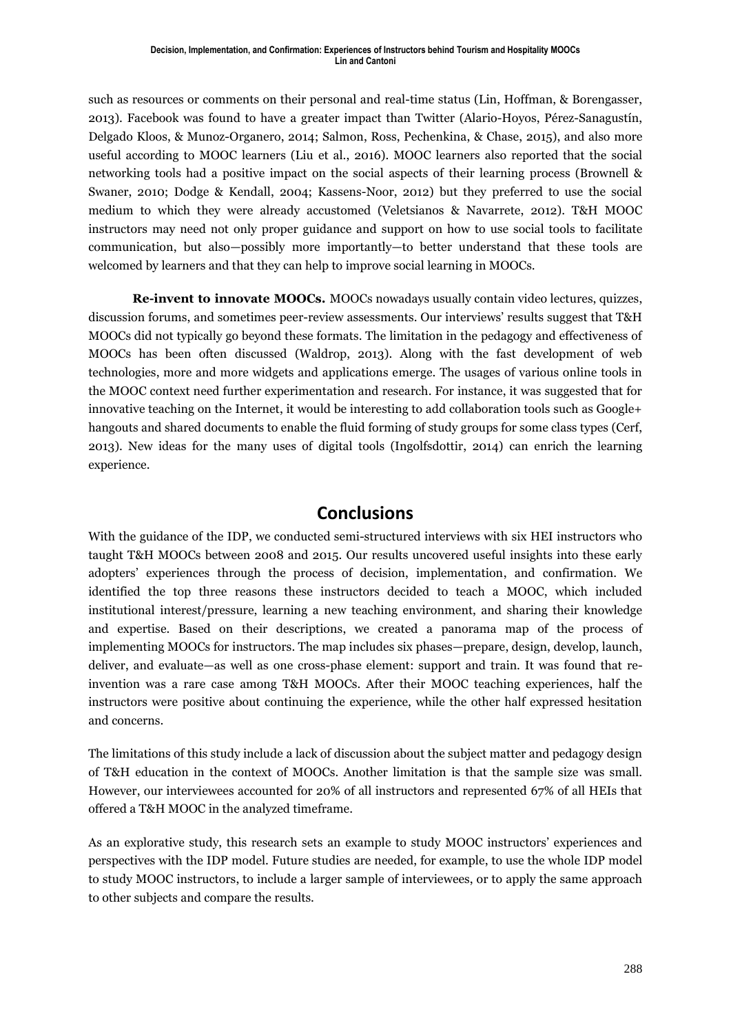such as resources or comments on their personal and real-time status (Lin, Hoffman, & Borengasser, 2013). Facebook was found to have a greater impact than Twitter (Alario-Hoyos, Pérez-Sanagustín, Delgado Kloos, & Munoz-Organero, 2014; Salmon, Ross, Pechenkina, & Chase, 2015), and also more useful according to MOOC learners (Liu et al., 2016). MOOC learners also reported that the social networking tools had a positive impact on the social aspects of their learning process (Brownell & Swaner, 2010; Dodge & Kendall, 2004; Kassens-Noor, 2012) but they preferred to use the social medium to which they were already accustomed (Veletsianos & Navarrete, 2012). T&H MOOC instructors may need not only proper guidance and support on how to use social tools to facilitate communication, but also—possibly more importantly—to better understand that these tools are welcomed by learners and that they can help to improve social learning in MOOCs.

**Re-invent to innovate MOOCs.** MOOCs nowadays usually contain video lectures, quizzes, discussion forums, and sometimes peer-review assessments. Our interviews' results suggest that T&H MOOCs did not typically go beyond these formats. The limitation in the pedagogy and effectiveness of MOOCs has been often discussed (Waldrop, 2013). Along with the fast development of web technologies, more and more widgets and applications emerge. The usages of various online tools in the MOOC context need further experimentation and research. For instance, it was suggested that for innovative teaching on the Internet, it would be interesting to add collaboration tools such as Google+ hangouts and shared documents to enable the fluid forming of study groups for some class types (Cerf, 2013). New ideas for the many uses of digital tools (Ingolfsdottir, 2014) can enrich the learning experience.

## Conclusions

With the guidance of the IDP, we conducted semi-structured interviews with six HEI instructors who taught T&H MOOCs between 2008 and 2015. Our results uncovered useful insights into these early adopters' experiences through the process of decision, implementation, and confirmation. We identified the top three reasons these instructors decided to teach a MOOC, which included institutional interest/pressure, learning a new teaching environment, and sharing their knowledge and expertise. Based on their descriptions, we created a panorama map of the process of implementing MOOCs for instructors. The map includes six phases—prepare, design, develop, launch, deliver, and evaluate—as well as one cross-phase element: support and train. It was found that re-invention was a rare case among T&H MOOCs. After their MOOC teaching experiences, half the instructors were positive about continuing the experience, while the other half expressed hesitation and concerns.

The limitations of this study include a lack of discussion about the subject matter and pedagogy design of T&H education in the context of MOOCs. Another limitation is that the sample size was small. However, our interviewees accounted for 20% of all instructors and represented 67% of all HEIs that offered a T&H MOOC in the analyzed timeframe.

As an explorative study, this research sets an example to study MOOC instructors' experiences and perspectives with the IDP model. Future studies are needed, for example, to use the whole IDP model to study MOOC instructors, to include a larger sample of interviewees, or to apply the same approach to other subjects and compare the results.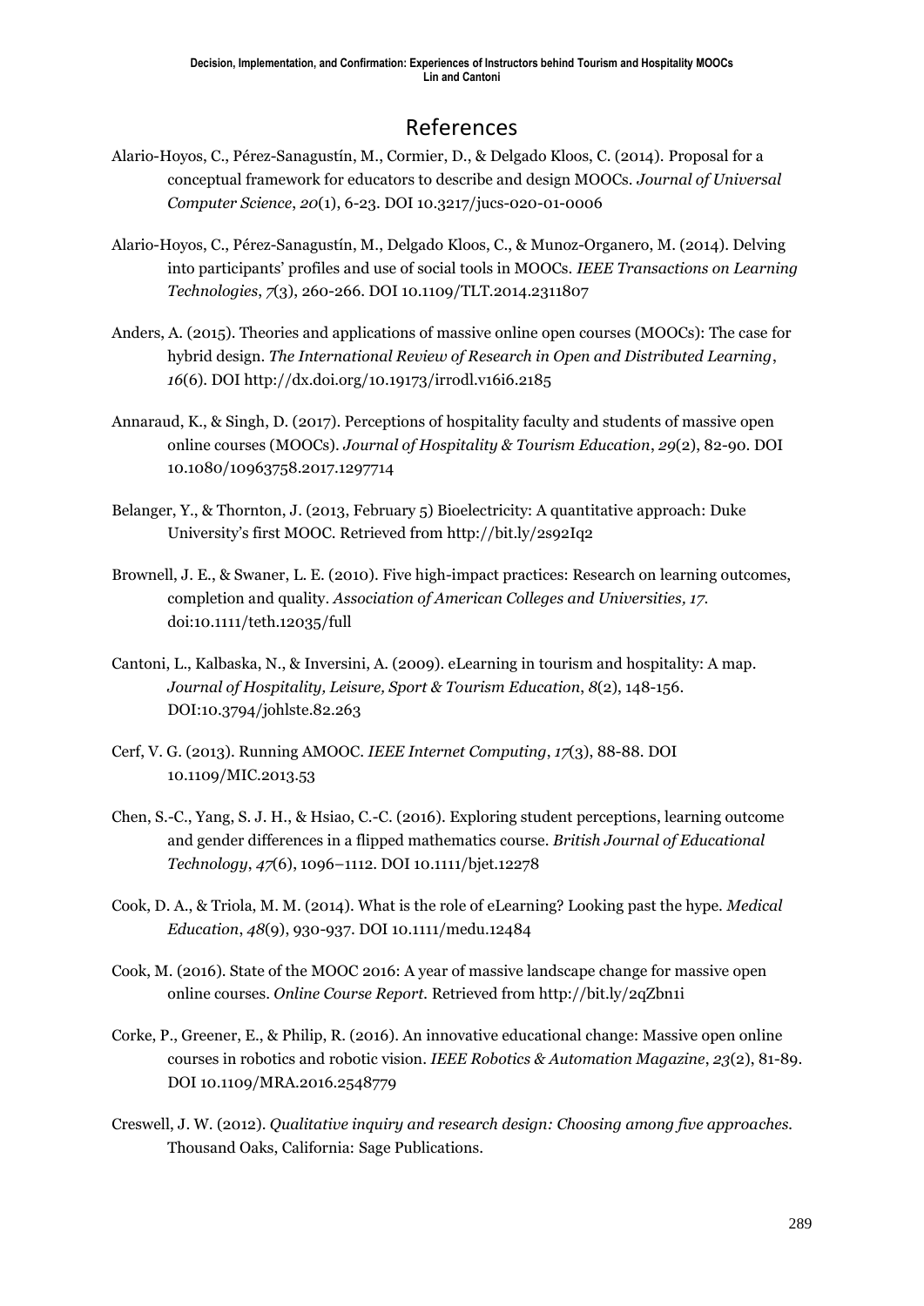## References

Alario-Hoyos, C., Pérez-Sanagustín, M., Cormier, D., & Delgado Kloos, C. (2014). Proposal for a conceptual framework for educators to describe and design MOOCs. *Journal of Universal Computer Science*, *20*(1), 6-23. DOI 10.3217/jucs-020-01-0006

Alario-Hoyos, C., Pérez-Sanagustín, M., Delgado Kloos, C., & Munoz-Organero, M. (2014). Delving into participants' profiles and use of social tools in MOOCs. *IEEE Transactions on Learning Technologies*, *7*(3), 260-266. DOI 10.1109/TLT.2014.2311807

Anders, A. (2015). Theories and applications of massive online open courses (MOOCs): The case for hybrid design. *The International Review of Research in Open and Distributed Learning*, *16*(6). DOI http://dx.doi.org/10.19173/irrodl.v16i6.2185

Annaraud, K., & Singh, D. (2017). Perceptions of hospitality faculty and students of massive open online courses (MOOCs). *Journal of Hospitality & Tourism Education*, *29*(2), 82-90. DOI 10.1080/10963758.2017.1297714

Belanger, Y., & Thornton, J. (2013, February 5) Bioelectricity: A quantitative approach: Duke University's first MOOC. Retrieved from http://bit.ly/2s92Iq2

Brownell, J. E., & Swaner, L. E. (2010). Five high-impact practices: Research on learning outcomes, completion and quality. *Association of American Colleges and Universities, 17.* doi:10.1111/teth.12035/full

Cantoni, L., Kalbaska, N., & Inversini, A. (2009). eLearning in tourism and hospitality: A map. *Journal of Hospitality, Leisure, Sport & Tourism Education*, *8*(2), 148-156. DOI:10.3794/johlste.82.263

Cerf, V. G. (2013). Running AMOOC. *IEEE Internet Computing*, *17*(3), 88-88. DOI 10.1109/MIC.2013.53

Chen, S.-C., Yang, S. J. H., & Hsiao, C.-C. (2016). Exploring student perceptions, learning outcome and gender differences in a flipped mathematics course. *British Journal of Educational Technology*, *47*(6), 1096–1112. DOI 10.1111/bjet.12278

Cook, D. A., & Triola, M. M. (2014). What is the role of eLearning? Looking past the hype. *Medical Education*, *48*(9), 930-937. DOI 10.1111/medu.12484

Cook, M. (2016). State of the MOOC 2016: A year of massive landscape change for massive open online courses. *Online Course Report.* Retrieved from http://bit.ly/2qZbn1i

Corke, P., Greener, E., & Philip, R. (2016). An innovative educational change: Massive open online courses in robotics and robotic vision. *IEEE Robotics & Automation Magazine*, *23*(2), 81-89. DOI 10.1109/MRA.2016.2548779

Creswell, J. W. (2012). *Qualitative inquiry and research design: Choosing among five approaches.* Thousand Oaks, California: Sage Publications.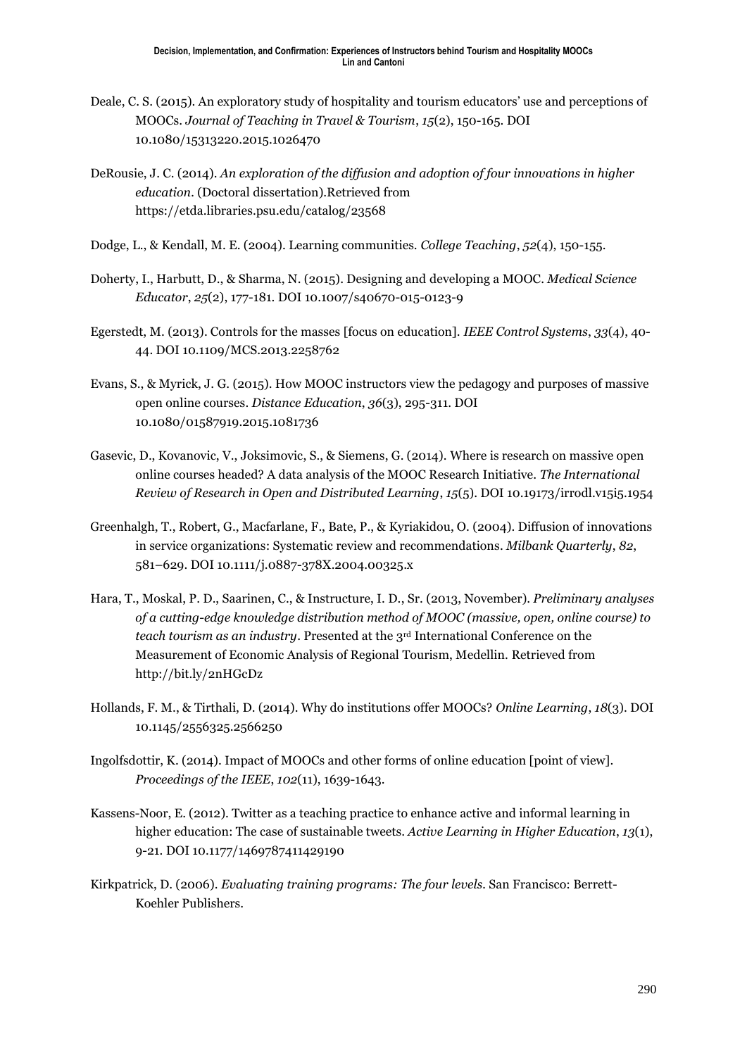Deale, C. S. (2015). An exploratory study of hospitality and tourism educators' use and perceptions of MOOCs. *Journal of Teaching in Travel & Tourism*, *15*(2), 150-165. DOI 10.1080/15313220.2015.1026470

DeRousie, J. C. (2014). *An exploration of the diffusion and adoption of four innovations in higher education*. (Doctoral dissertation).Retrieved from https://etda.libraries.psu.edu/catalog/23568

Dodge, L., & Kendall, M. E. (2004). Learning communities. *College Teaching*, *52*(4), 150-155.

Doherty, I., Harbutt, D., & Sharma, N. (2015). Designing and developing a MOOC. *Medical Science Educator*, *25*(2), 177-181. DOI 10.1007/s40670-015-0123-9

Egerstedt, M. (2013). Controls for the masses [focus on education]. *IEEE Control Systems*, *33*(4), 40-44. DOI 10.1109/MCS.2013.2258762

Evans, S., & Myrick, J. G. (2015). How MOOC instructors view the pedagogy and purposes of massive open online courses. *Distance Education*, *36*(3), 295-311. DOI 10.1080/01587919.2015.1081736

Gasevic, D., Kovanovic, V., Joksimovic, S., & Siemens, G. (2014). Where is research on massive open online courses headed? A data analysis of the MOOC Research Initiative. *The International Review of Research in Open and Distributed Learning*, *15*(5). DOI 10.19173/irrodl.v15i5.1954

Greenhalgh, T., Robert, G., Macfarlane, F., Bate, P., & Kyriakidou, O. (2004). Diffusion of innovations in service organizations: Systematic review and recommendations. *Milbank Quarterly*, *82*, 581–629. DOI 10.1111/j.0887-378X.2004.00325.x

Hara, T., Moskal, P. D., Saarinen, C., & Instructure, I. D., Sr. (2013, November). *Preliminary analyses of a cutting-edge knowledge distribution method of MOOC (massive, open, online course) to teach tourism as an industry*. Presented at the 3rd International Conference on the Measurement of Economic Analysis of Regional Tourism, Medellin. Retrieved from http://bit.ly/2nHGcDz

Hollands, F. M., & Tirthali, D. (2014). Why do institutions offer MOOCs? *Online Learning*, *18*(3). DOI 10.1145/2556325.2566250

Ingolfsdottir, K. (2014). Impact of MOOCs and other forms of online education [point of view]. *Proceedings of the IEEE*, *102*(11), 1639-1643.

Kassens-Noor, E. (2012). Twitter as a teaching practice to enhance active and informal learning in higher education: The case of sustainable tweets. *Active Learning in Higher Education*, *13*(1), 9-21. DOI 10.1177/1469787411429190

Kirkpatrick, D. (2006). *Evaluating training programs: The four levels*. San Francisco: Berrett-Koehler Publishers.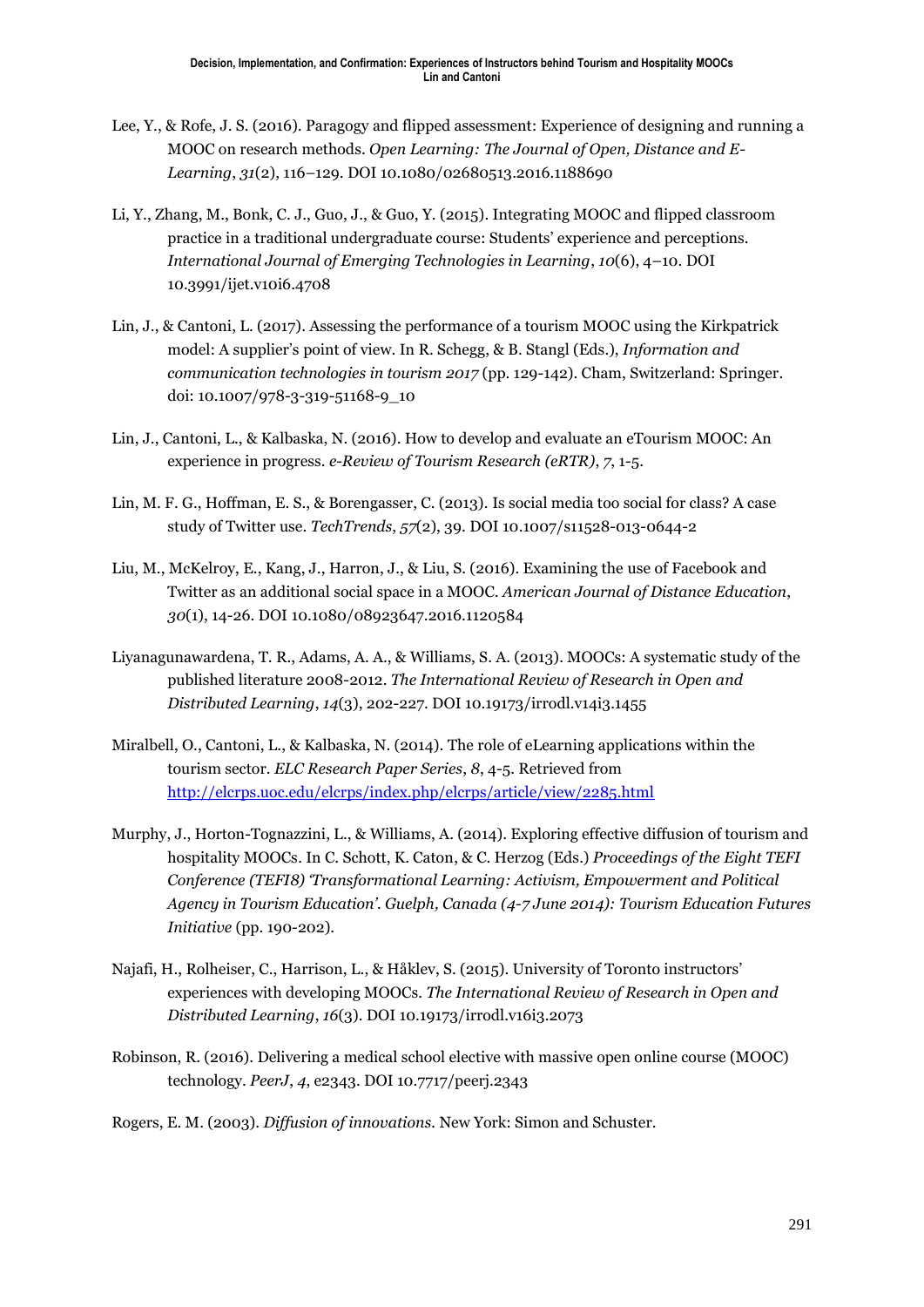Lee, Y., & Rofe, J. S. (2016). Paragogy and flipped assessment: Experience of designing and running a MOOC on research methods. *Open Learning: The Journal of Open, Distance and E-Learning*, *31*(2), 116–129. DOI 10.1080/02680513.2016.1188690

Li, Y., Zhang, M., Bonk, C. J., Guo, J., & Guo, Y. (2015). Integrating MOOC and flipped classroom practice in a traditional undergraduate course: Students' experience and perceptions. *International Journal of Emerging Technologies in Learning*, *10*(6), 4–10. DOI 10.3991/ijet.v10i6.4708

Lin, J., & Cantoni, L. (2017). Assessing the performance of a tourism MOOC using the Kirkpatrick model: A supplier's point of view. In R. Schegg, & B. Stangl (Eds.), *Information and communication technologies in tourism 2017* (pp. 129-142). Cham, Switzerland: Springer. doi: 10.1007/978-3-319-51168-9_10

Lin, J., Cantoni, L., & Kalbaska, N. (2016). How to develop and evaluate an eTourism MOOC: An experience in progress. *e-Review of Tourism Research (eRTR)*, *7*, 1-5.

Lin, M. F. G., Hoffman, E. S., & Borengasser, C. (2013). Is social media too social for class? A case study of Twitter use. *TechTrends*, *57*(2), 39. DOI 10.1007/s11528-013-0644-2

Liu, M., McKelroy, E., Kang, J., Harron, J., & Liu, S. (2016). Examining the use of Facebook and Twitter as an additional social space in a MOOC. *American Journal of Distance Education*, *30*(1), 14-26. DOI 10.1080/08923647.2016.1120584

Liyanagunawardena, T. R., Adams, A. A., & Williams, S. A. (2013). MOOCs: A systematic study of the published literature 2008-2012. *The International Review of Research in Open and Distributed Learning*, *14*(3), 202-227. DOI 10.19173/irrodl.v14i3.1455

Miralbell, O., Cantoni, L., & Kalbaska, N. (2014). The role of eLearning applications within the tourism sector. *ELC Research Paper Series*, *8*, 4-5. Retrieved from http://elcrps.uoc.edu/elcrps/index.php/elcrps/article/view/2285.html

Murphy, J., Horton-Tognazzini, L., & Williams, A. (2014). Exploring effective diffusion of tourism and hospitality MOOCs. In C. Schott, K. Caton, & C. Herzog (Eds.) *Proceedings of the Eight TEFI Conference (TEFI8) 'Transformational Learning: Activism, Empowerment and Political Agency in Tourism Education'. Guelph, Canada (4-7 June 2014): Tourism Education Futures Initiative* (pp. 190-202).

Najafi, H., Rolheiser, C., Harrison, L., & Håklev, S. (2015). University of Toronto instructors' experiences with developing MOOCs. *The International Review of Research in Open and Distributed Learning*, *16*(3). DOI 10.19173/irrodl.v16i3.2073

Robinson, R. (2016). Delivering a medical school elective with massive open online course (MOOC) technology. *PeerJ*, *4*, e2343. DOI 10.7717/peerj.2343

Rogers, E. M. (2003). *Diffusion of innovations*. New York: Simon and Schuster.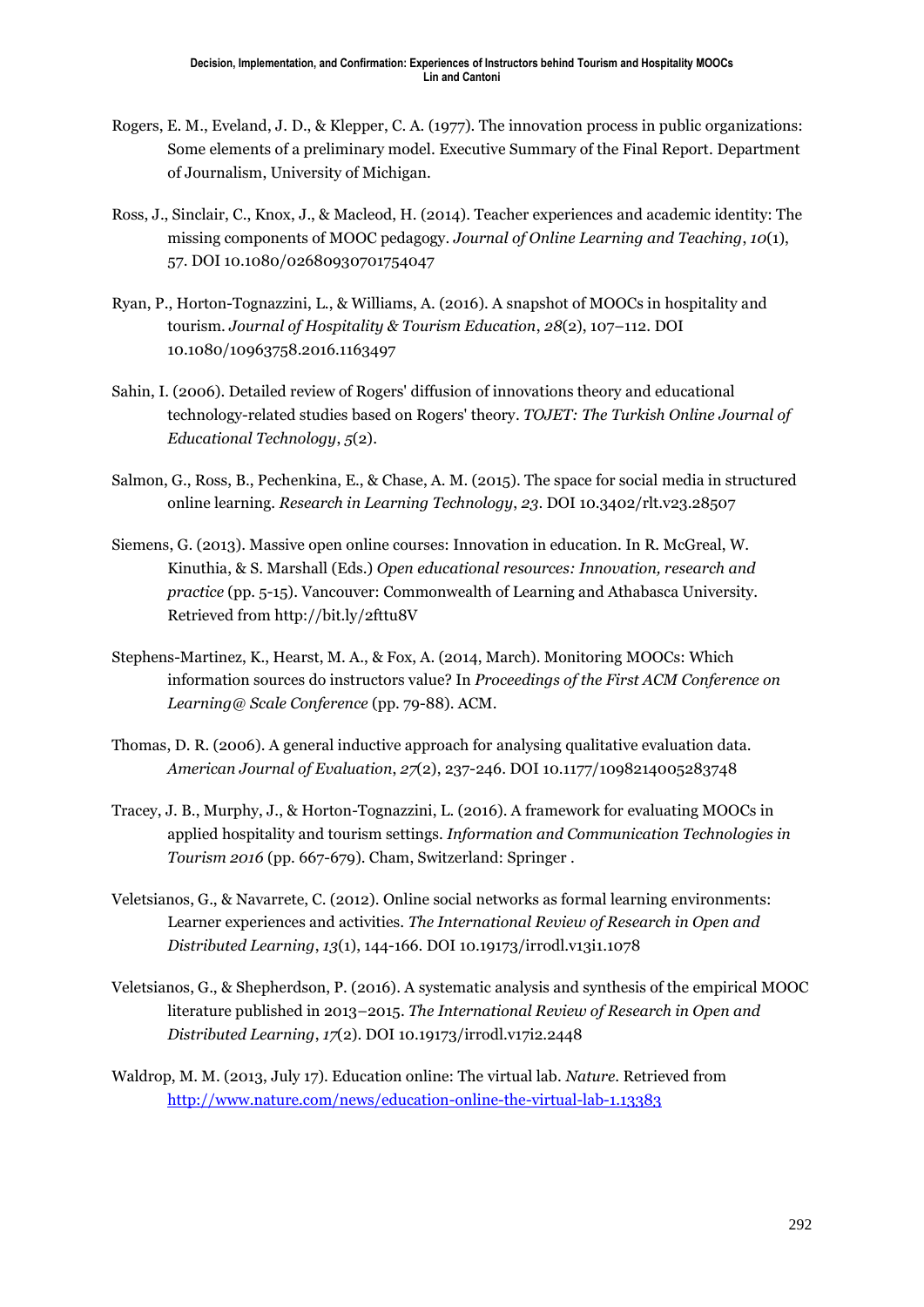Rogers, E. M., Eveland, J. D., & Klepper, C. A. (1977). The innovation process in public organizations: Some elements of a preliminary model. Executive Summary of the Final Report. Department of Journalism, University of Michigan.

Ross, J., Sinclair, C., Knox, J., & Macleod, H. (2014). Teacher experiences and academic identity: The missing components of MOOC pedagogy. *Journal of Online Learning and Teaching*, *10*(1), 57. DOI 10.1080/02680930701754047

Ryan, P., Horton-Tognazzini, L., & Williams, A. (2016). A snapshot of MOOCs in hospitality and tourism. *Journal of Hospitality & Tourism Education*, *28*(2), 107–112. DOI 10.1080/10963758.2016.1163497

Sahin, I. (2006). Detailed review of Rogers' diffusion of innovations theory and educational technology-related studies based on Rogers' theory. *TOJET: The Turkish Online Journal of Educational Technology*, *5*(2).

Salmon, G., Ross, B., Pechenkina, E., & Chase, A. M. (2015). The space for social media in structured online learning. *Research in Learning Technology*, *23*. DOI 10.3402/rlt.v23.28507

Siemens, G. (2013). Massive open online courses: Innovation in education. In R. McGreal, W. Kinuthia, & S. Marshall (Eds.) *Open educational resources: Innovation, research and practice* (pp. 5-15). Vancouver: Commonwealth of Learning and Athabasca University. Retrieved from http://bit.ly/2fttu8V

Stephens-Martinez, K., Hearst, M. A., & Fox, A. (2014, March). Monitoring MOOCs: Which information sources do instructors value? In *Proceedings of the First ACM Conference on Learning@ Scale Conference* (pp. 79-88). ACM.

Thomas, D. R. (2006). A general inductive approach for analysing qualitative evaluation data. *American Journal of Evaluation*, *27*(2), 237-246. DOI 10.1177/1098214005283748

Tracey, J. B., Murphy, J., & Horton-Tognazzini, L. (2016). A framework for evaluating MOOCs in applied hospitality and tourism settings. *Information and Communication Technologies in Tourism 2016* (pp. 667-679). Cham, Switzerland: Springer .

Veletsianos, G., & Navarrete, C. (2012). Online social networks as formal learning environments: Learner experiences and activities. *The International Review of Research in Open and Distributed Learning*, *13*(1), 144-166. DOI 10.19173/irrodl.v13i1.1078

Veletsianos, G., & Shepherdson, P. (2016). A systematic analysis and synthesis of the empirical MOOC literature published in 2013–2015. *The International Review of Research in Open and Distributed Learning*, *17*(2). DOI 10.19173/irrodl.v17i2.2448

Waldrop, M. M. (2013, July 17). Education online: The virtual lab. *Nature*. Retrieved from http://www.nature.com/news/education-online-the-virtual-lab-1.13383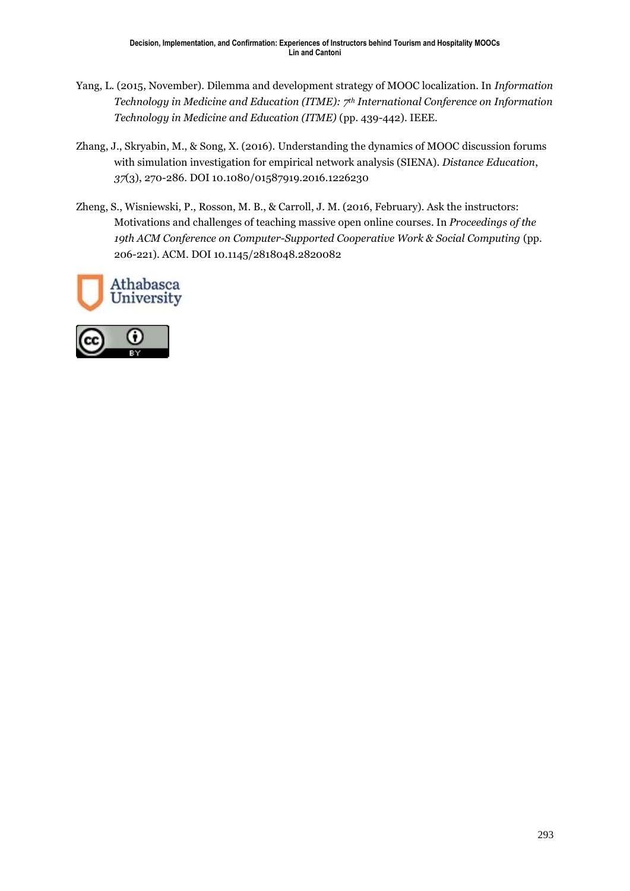Yang, L. (2015, November). Dilemma and development strategy of MOOC localization. In *Information Technology in Medicine and Education (ITME): 7th International Conference on Information Technology in Medicine and Education (ITME)* (pp. 439-442). IEEE.

Zhang, J., Skryabin, M., & Song, X. (2016). Understanding the dynamics of MOOC discussion forums with simulation investigation for empirical network analysis (SIENA). *Distance Education*, *37*(3), 270-286. DOI 10.1080/01587919.2016.1226230

Zheng, S., Wisniewski, P., Rosson, M. B., & Carroll, J. M. (2016, February). Ask the instructors: Motivations and challenges of teaching massive open online courses. In *Proceedings of the 19th ACM Conference on Computer-Supported Cooperative Work & Social Computing* (pp. 206-221). ACM. DOI 10.1145/2818048.2820082

Athabasca University